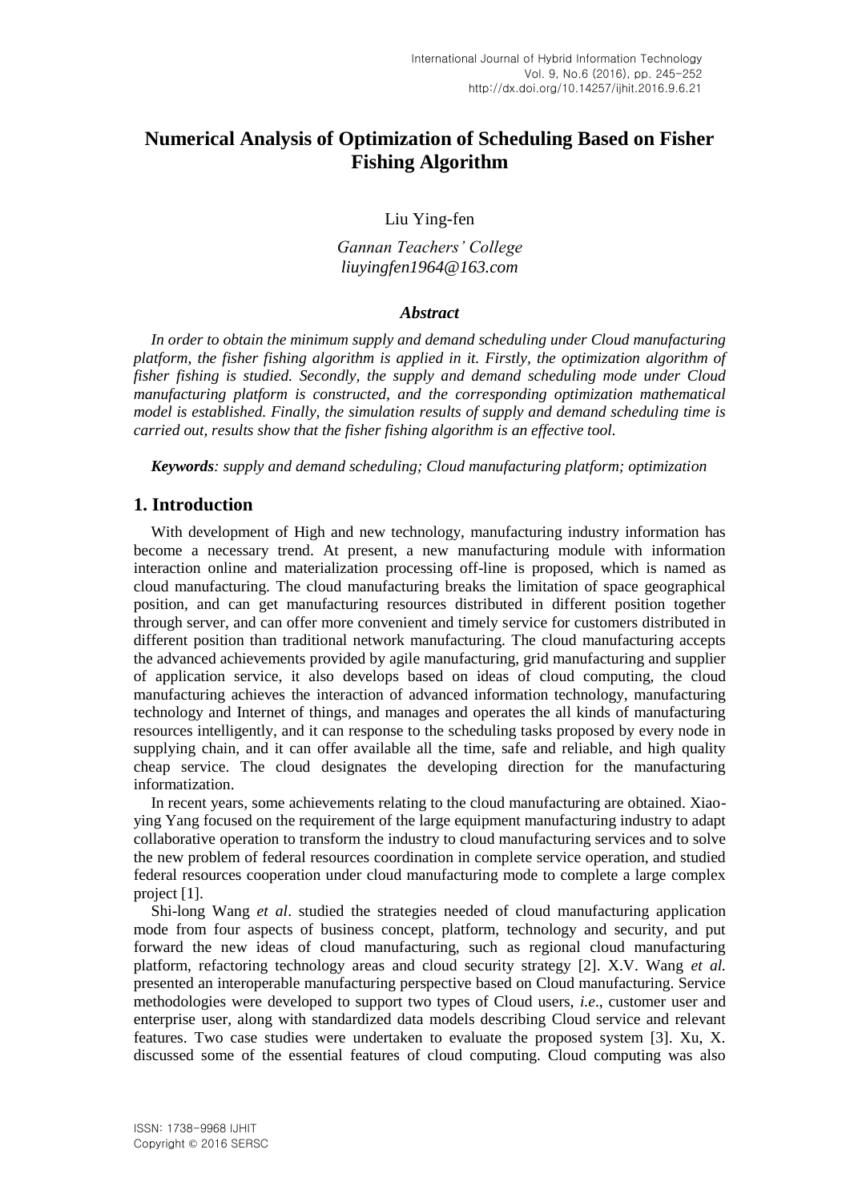# Numerical Analysis of Optimization of Scheduling Based on Fisher Fishing Algorithm

Liu Ying-fen

*Gannan Teachers' College*
*liuyingfen1964@163.com*

### *Abstract*

*In order to obtain the minimum supply and demand scheduling under Cloud manufacturing platform, the fisher fishing algorithm is applied in it. Firstly, the optimization algorithm of fisher fishing is studied. Secondly, the supply and demand scheduling mode under Cloud manufacturing platform is constructed, and the corresponding optimization mathematical model is established. Finally, the simulation results of supply and demand scheduling time is carried out, results show that the fisher fishing algorithm is an effective tool.*

***Keywords****: supply and demand scheduling; Cloud manufacturing platform; optimization*

## 1. Introduction

With development of High and new technology, manufacturing industry information has become a necessary trend. At present, a new manufacturing module with information interaction online and materialization processing off-line is proposed, which is named as cloud manufacturing. The cloud manufacturing breaks the limitation of space geographical position, and can get manufacturing resources distributed in different position together through server, and can offer more convenient and timely service for customers distributed in different position than traditional network manufacturing. The cloud manufacturing accepts the advanced achievements provided by agile manufacturing, grid manufacturing and supplier of application service, it also develops based on ideas of cloud computing, the cloud manufacturing achieves the interaction of advanced information technology, manufacturing technology and Internet of things, and manages and operates the all kinds of manufacturing resources intelligently, and it can response to the scheduling tasks proposed by every node in supplying chain, and it can offer available all the time, safe and reliable, and high quality cheap service. The cloud designates the developing direction for the manufacturing informatization.

In recent years, some achievements relating to the cloud manufacturing are obtained. Xiao-ying Yang focused on the requirement of the large equipment manufacturing industry to adapt collaborative operation to transform the industry to cloud manufacturing services and to solve the new problem of federal resources coordination in complete service operation, and studied federal resources cooperation under cloud manufacturing mode to complete a large complex project [1].

Shi-long Wang *et al*. studied the strategies needed of cloud manufacturing application mode from four aspects of business concept, platform, technology and security, and put forward the new ideas of cloud manufacturing, such as regional cloud manufacturing platform, refactoring technology areas and cloud security strategy [2]. X.V. Wang *et al.* presented an interoperable manufacturing perspective based on Cloud manufacturing. Service methodologies were developed to support two types of Cloud users, *i.e*., customer user and enterprise user, along with standardized data models describing Cloud service and relevant features. Two case studies were undertaken to evaluate the proposed system [3]. Xu, X. discussed some of the essential features of cloud computing. Cloud computing was also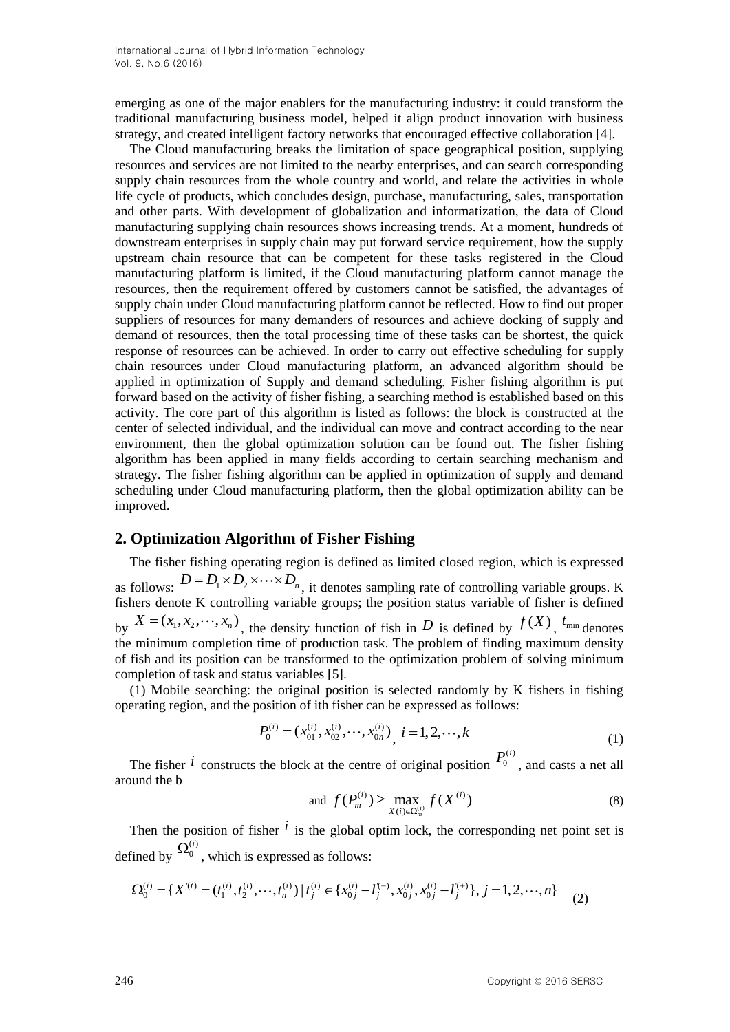emerging as one of the major enablers for the manufacturing industry: it could transform the traditional manufacturing business model, helped it align product innovation with business strategy, and created intelligent factory networks that encouraged effective collaboration [4].

The Cloud manufacturing breaks the limitation of space geographical position, supplying resources and services are not limited to the nearby enterprises, and can search corresponding supply chain resources from the whole country and world, and relate the activities in whole life cycle of products, which concludes design, purchase, manufacturing, sales, transportation and other parts. With development of globalization and informatization, the data of Cloud manufacturing supplying chain resources shows increasing trends. At a moment, hundreds of downstream enterprises in supply chain may put forward service requirement, how the supply upstream chain resource that can be competent for these tasks registered in the Cloud manufacturing platform is limited, if the Cloud manufacturing platform cannot manage the resources, then the requirement offered by customers cannot be satisfied, the advantages of supply chain under Cloud manufacturing platform cannot be reflected. How to find out proper suppliers of resources for many demanders of resources and achieve docking of supply and demand of resources, then the total processing time of these tasks can be shortest, the quick response of resources can be achieved. In order to carry out effective scheduling for supply chain resources under Cloud manufacturing platform, an advanced algorithm should be applied in optimization of Supply and demand scheduling. Fisher fishing algorithm is put forward based on the activity of fisher fishing, a searching method is established based on this activity. The core part of this algorithm is listed as follows: the block is constructed at the center of selected individual, and the individual can move and contract according to the near environment, then the global optimization solution can be found out. The fisher fishing algorithm has been applied in many fields according to certain searching mechanism and strategy. The fisher fishing algorithm can be applied in optimization of supply and demand scheduling under Cloud manufacturing platform, then the global optimization ability can be improved.

## 2. Optimization Algorithm of Fisher Fishing

The fisher fishing operating region is defined as limited closed region, which is expressed as follows: $D = D_1 \times D_2 \times \cdots \times D_n$, it denotes sampling rate of controlling variable groups. K fishers denote K controlling variable groups; the position status variable of fisher is defined by $X = (x_1, x_2, \cdots, x_n)$, the density function of fish in $D$ is defined by $f(X)$, $t_{\min}$ denotes the minimum completion time of production task. The problem of finding maximum density of fish and its position can be transformed to the optimization problem of solving minimum completion of task and status variables [5].

(1) Mobile searching: the original position is selected randomly by K fishers in fishing operating region, and the position of ith fisher can be expressed as follows:

$$P_0^{(i)} = (x_{01}^{(i)}, x_{02}^{(i)}, \cdots, x_{0n}^{(i)}),\ i = 1, 2, \cdots, k \tag{1}$$

The fisher $i$ constructs the block at the centre of original position $P_0^{(i)}$, and casts a net all around the b

$$\text{and } f(P_m^{(i)}) \geq \max_{X(i) \in \Omega_m^{(i)}} f(X^{(i)}) \tag{8}$$

Then the position of fisher $i$ is the global optim lock, the corresponding net point set is defined by $\Omega_0^{(i)}$, which is expressed as follows:

$$\Omega_0^{(i)} = \{X^{'(t)} = (t_1^{(i)}, t_2^{(i)}, \cdots, t_n^{(i)}) \mid t_j^{(i)} \in \{x_{0j}^{(i)} - l_j^{'(-)}, x_{0j}^{(i)}, x_{0j}^{(i)} - l_j^{'(+)}\}, j = 1, 2, \cdots, n\} \tag{2}$$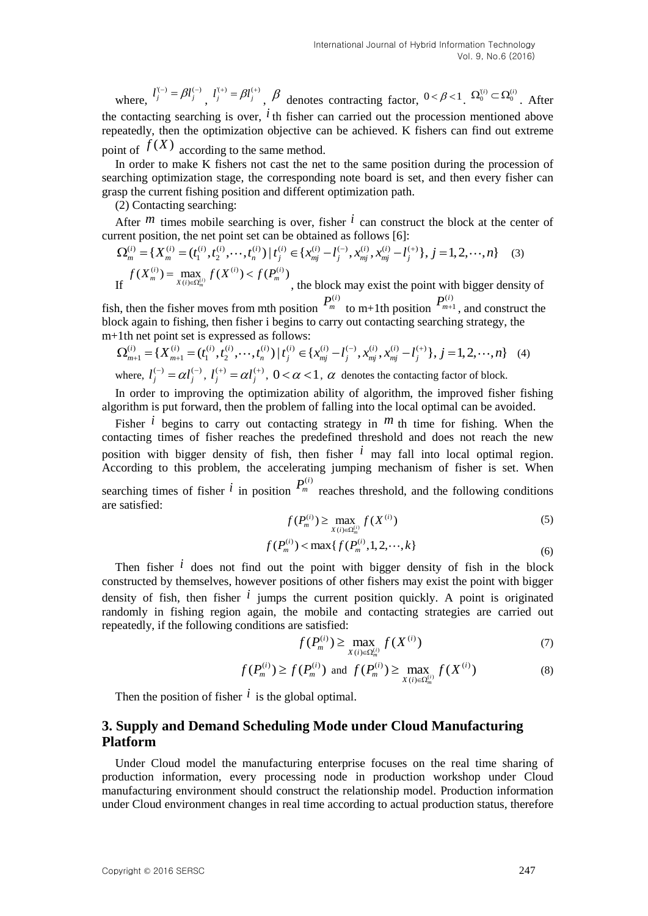where, $l_j^{'(-)} = \beta l_j^{(-)}$, $l_j^{'(+)} = \beta l_j^{(+)}$, $\beta$ denotes contracting factor, $0 < \beta < 1$. $\Omega_0^{'(i)} \subset \Omega_0^{(i)}$. After the contacting searching is over, $i$ th fisher can carried out the procession mentioned above repeatedly, then the optimization objective can be achieved. K fishers can find out extreme point of $f(X)$ according to the same method.

In order to make K fishers not cast the net to the same position during the procession of searching optimization stage, the corresponding note board is set, and then every fisher can grasp the current fishing position and different optimization path.

(2) Contacting searching:

After $m$ times mobile searching is over, fisher $i$ can construct the block at the center of current position, the net point set can be obtained as follows [6]:

$$\Omega_m^{(i)} = \{X_m^{(i)} = (t_1^{(i)}, t_2^{(i)}, \cdots, t_n^{(i)}) \mid t_j^{(i)} \in \{x_{mj}^{(i)} - l_j^{(-)}, x_{mj}^{(i)}, x_{mj}^{(i)} - l_j^{(+)}\}, j = 1, 2, \cdots, n\} \quad (3)$$

If $f(X_m^{(i)}) = \max_{X(i) \in \Omega_m^{(i)}} f(X^{(i)}) < f(P_m^{(i)})$, the block may exist the point with bigger density of fish, then the fisher moves from mth position $P_m^{(i)}$ to m+1th position $P_{m+1}^{(i)}$, and construct the block again to fishing, then fisher i begins to carry out contacting searching strategy, the m+1th net point set is expressed as follows:

$$\Omega_{m+1}^{(i)} = \{X_{m+1}^{(i)} = (t_1^{(i)}, t_2^{(i)}, \cdots, t_n^{(i)}) \mid t_j^{(i)} \in \{x_{mj}^{(i)} - l_j^{(-)}, x_{mj}^{(i)}, x_{mj}^{(i)} - l_j^{(+)}\}, j = 1, 2, \cdots, n\} \quad (4)$$

where, $l_j^{(-)} = \alpha l_j^{(-)}$, $l_j^{(+)} = \alpha l_j^{(+)}$, $0 < \alpha < 1$, $\alpha$ denotes the contacting factor of block.

In order to improving the optimization ability of algorithm, the improved fisher fishing algorithm is put forward, then the problem of falling into the local optimal can be avoided.

Fisher $i$ begins to carry out contacting strategy in $m$ th time for fishing. When the contacting times of fisher reaches the predefined threshold and does not reach the new position with bigger density of fish, then fisher $i$ may fall into local optimal region. According to this problem, the accelerating jumping mechanism of fisher is set. When searching times of fisher $i$ in position $P_m^{(i)}$ reaches threshold, and the following conditions are satisfied:

$$f(P_m^{(i)}) \geq \max_{X(i) \in \Omega_m^{(i)}} f(X^{(i)}) \quad (5)$$

$$f(P_m^{(i)}) < \max\{f(P_m^{(i)}, 1, 2, \cdots, k\} \quad (6)$$

Then fisher $i$ does not find out the point with bigger density of fish in the block constructed by themselves, however positions of other fishers may exist the point with bigger density of fish, then fisher $i$ jumps the current position quickly. A point is originated randomly in fishing region again, the mobile and contacting strategies are carried out repeatedly, if the following conditions are satisfied:

$$f(P_m^{(i)}) \geq \max_{X(i) \in \Omega_m^{(i)}} f(X^{(i)}) \quad (7)$$

$$f(P_m^{(i)}) \geq f(P_m^{(i)}) \text{ and } f(P_m^{(i)}) \geq \max_{X(i) \in \Omega_m^{(i)}} f(X^{(i)}) \quad (8)$$

Then the position of fisher $i$ is the global optimal.

## 3. Supply and Demand Scheduling Mode under Cloud Manufacturing Platform

Under Cloud model the manufacturing enterprise focuses on the real time sharing of production information, every processing node in production workshop under Cloud manufacturing environment should construct the relationship model. Production information under Cloud environment changes in real time according to actual production status, therefore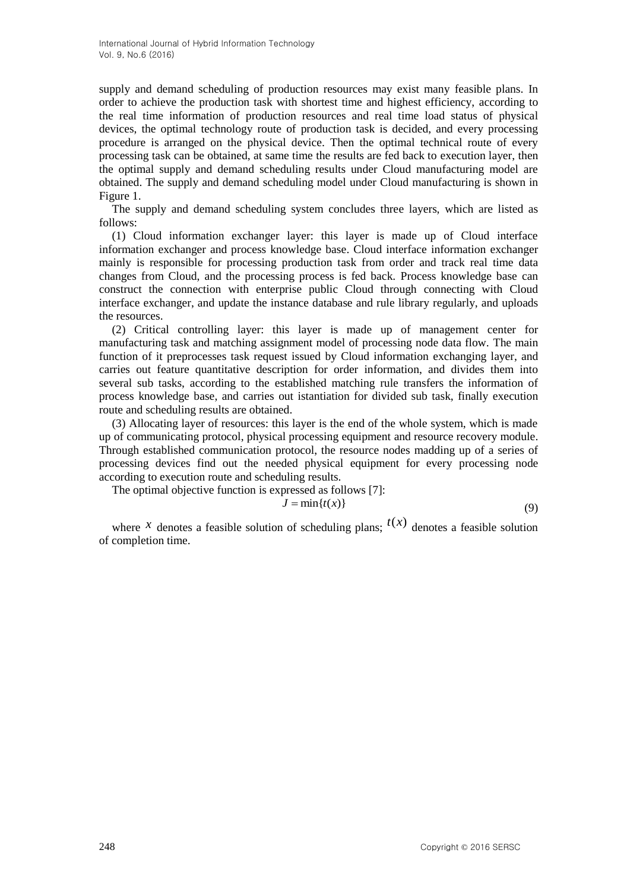supply and demand scheduling of production resources may exist many feasible plans. In order to achieve the production task with shortest time and highest efficiency, according to the real time information of production resources and real time load status of physical devices, the optimal technology route of production task is decided, and every processing procedure is arranged on the physical device. Then the optimal technical route of every processing task can be obtained, at same time the results are fed back to execution layer, then the optimal supply and demand scheduling results under Cloud manufacturing model are obtained. The supply and demand scheduling model under Cloud manufacturing is shown in Figure 1.

The supply and demand scheduling system concludes three layers, which are listed as follows:

(1) Cloud information exchanger layer: this layer is made up of Cloud interface information exchanger and process knowledge base. Cloud interface information exchanger mainly is responsible for processing production task from order and track real time data changes from Cloud, and the processing process is fed back. Process knowledge base can construct the connection with enterprise public Cloud through connecting with Cloud interface exchanger, and update the instance database and rule library regularly, and uploads the resources.

(2) Critical controlling layer: this layer is made up of management center for manufacturing task and matching assignment model of processing node data flow. The main function of it preprocesses task request issued by Cloud information exchanging layer, and carries out feature quantitative description for order information, and divides them into several sub tasks, according to the established matching rule transfers the information of process knowledge base, and carries out istantiation for divided sub task, finally execution route and scheduling results are obtained.

(3) Allocating layer of resources: this layer is the end of the whole system, which is made up of communicating protocol, physical processing equipment and resource recovery module. Through established communication protocol, the resource nodes madding up of a series of processing devices find out the needed physical equipment for every processing node according to execution route and scheduling results.

The optimal objective function is expressed as follows [7]:

$$J = \min\{t(x)\} \tag{9}$$

where $x$ denotes a feasible solution of scheduling plans; $t(x)$ denotes a feasible solution of completion time.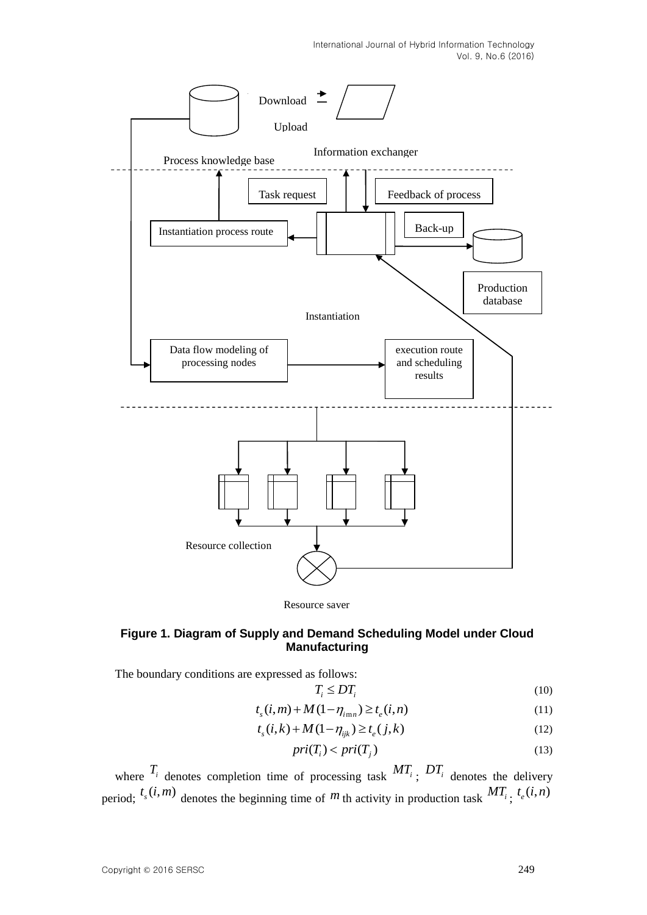**Figure 1. Diagram of Supply and Demand Scheduling Model under Cloud Manufacturing**

The boundary conditions are expressed as follows:

$$T_i \le DT_i \tag{10}$$

$$t_s(i,m) + M(1-\eta_{imn}) \ge t_e(i,n) \tag{11}$$

$$t_s(i,k) + M(1-\eta_{ijk}) \ge t_e(j,k) \tag{12}$$

$$pri(T_i) < pri(T_j) \tag{13}$$

where $T_i$ denotes completion time of processing task $MT_i$ ; $DT_i$ denotes the delivery period; $t_s(i,m)$ denotes the beginning time of $m$ th activity in production task $MT_i$ ; $t_e(i,n)$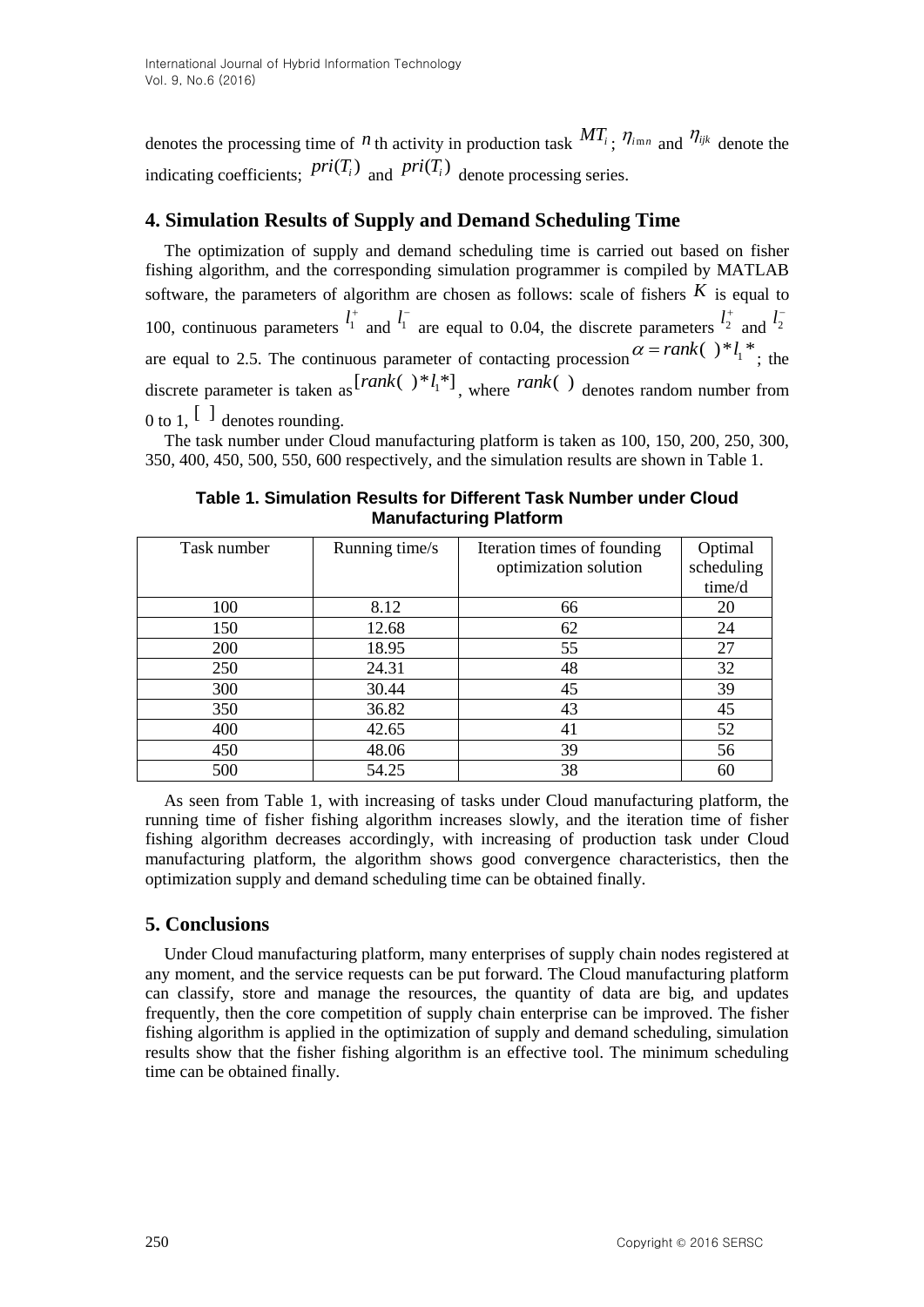denotes the processing time of $n$ th activity in production task $MT_i$; $\eta_{imn}$ and $\eta_{ijk}$ denote the indicating coefficients; $pri(T_i)$ and $pri(T_i)$ denote processing series.

## 4. Simulation Results of Supply and Demand Scheduling Time

The optimization of supply and demand scheduling time is carried out based on fisher fishing algorithm, and the corresponding simulation programmer is compiled by MATLAB software, the parameters of algorithm are chosen as follows: scale of fishers $K$ is equal to 100, continuous parameters $l_1^+$ and $l_1^-$ are equal to 0.04, the discrete parameters $l_2^+$ and $l_2^-$ are equal to 2.5. The continuous parameter of contacting procession $\alpha = rank(\ )*l_1*$; the discrete parameter is taken as $[rank(\ )*l_1*]$, where $rank(\ )$ denotes random number from 0 to 1, $[\ ]$ denotes rounding.

The task number under Cloud manufacturing platform is taken as 100, 150, 200, 250, 300, 350, 400, 450, 500, 550, 600 respectively, and the simulation results are shown in Table 1.

**Table 1. Simulation Results for Different Task Number under Cloud Manufacturing Platform**

| Task number | Running time/s | Iteration times of founding optimization solution | Optimal scheduling time/d |
|---|---|---|---|
| 100 | 8.12 | 66 | 20 |
| 150 | 12.68 | 62 | 24 |
| 200 | 18.95 | 55 | 27 |
| 250 | 24.31 | 48 | 32 |
| 300 | 30.44 | 45 | 39 |
| 350 | 36.82 | 43 | 45 |
| 400 | 42.65 | 41 | 52 |
| 450 | 48.06 | 39 | 56 |
| 500 | 54.25 | 38 | 60 |

As seen from Table 1, with increasing of tasks under Cloud manufacturing platform, the running time of fisher fishing algorithm increases slowly, and the iteration time of fisher fishing algorithm decreases accordingly, with increasing of production task under Cloud manufacturing platform, the algorithm shows good convergence characteristics, then the optimization supply and demand scheduling time can be obtained finally.

## 5. Conclusions

Under Cloud manufacturing platform, many enterprises of supply chain nodes registered at any moment, and the service requests can be put forward. The Cloud manufacturing platform can classify, store and manage the resources, the quantity of data are big, and updates frequently, then the core competition of supply chain enterprise can be improved. The fisher fishing algorithm is applied in the optimization of supply and demand scheduling, simulation results show that the fisher fishing algorithm is an effective tool. The minimum scheduling time can be obtained finally.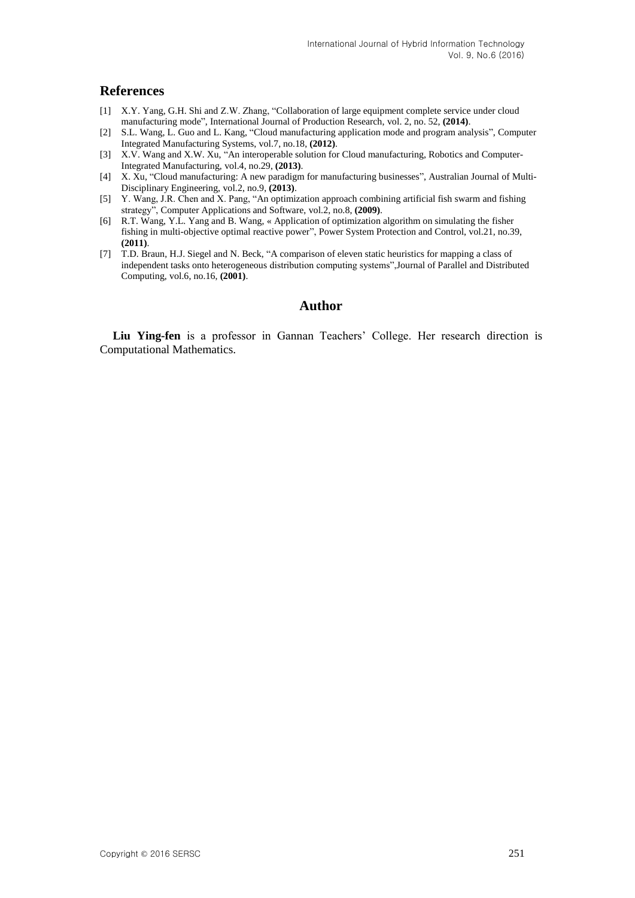## References

[1] X.Y. Yang, G.H. Shi and Z.W. Zhang, "Collaboration of large equipment complete service under cloud manufacturing mode", International Journal of Production Research, vol. 2, no. 52, **(2014)**.

[2] S.L. Wang, L. Guo and L. Kang, "Cloud manufacturing application mode and program analysis", Computer Integrated Manufacturing Systems, vol.7, no.18, **(2012)**.

[3] X.V. Wang and X.W. Xu, "An interoperable solution for Cloud manufacturing, Robotics and Computer-Integrated Manufacturing, vol.4, no.29, **(2013)**.

[4] X. Xu, "Cloud manufacturing: A new paradigm for manufacturing businesses", Australian Journal of Multi-Disciplinary Engineering, vol.2, no.9, **(2013)**.

[5] Y. Wang, J.R. Chen and X. Pang, "An optimization approach combining artificial fish swarm and fishing strategy", Computer Applications and Software, vol.2, no.8, **(2009)**.

[6] R.T. Wang, Y.L. Yang and B. Wang, « Application of optimization algorithm on simulating the fisher fishing in multi-objective optimal reactive power", Power System Protection and Control, vol.21, no.39, **(2011)**.

[7] T.D. Braun, H.J. Siegel and N. Beck, "A comparison of eleven static heuristics for mapping a class of independent tasks onto heterogeneous distribution computing systems",Journal of Parallel and Distributed Computing, vol.6, no.16, **(2001)**.

## Author

**Liu Ying-fen** is a professor in Gannan Teachers' College. Her research direction is Computational Mathematics.